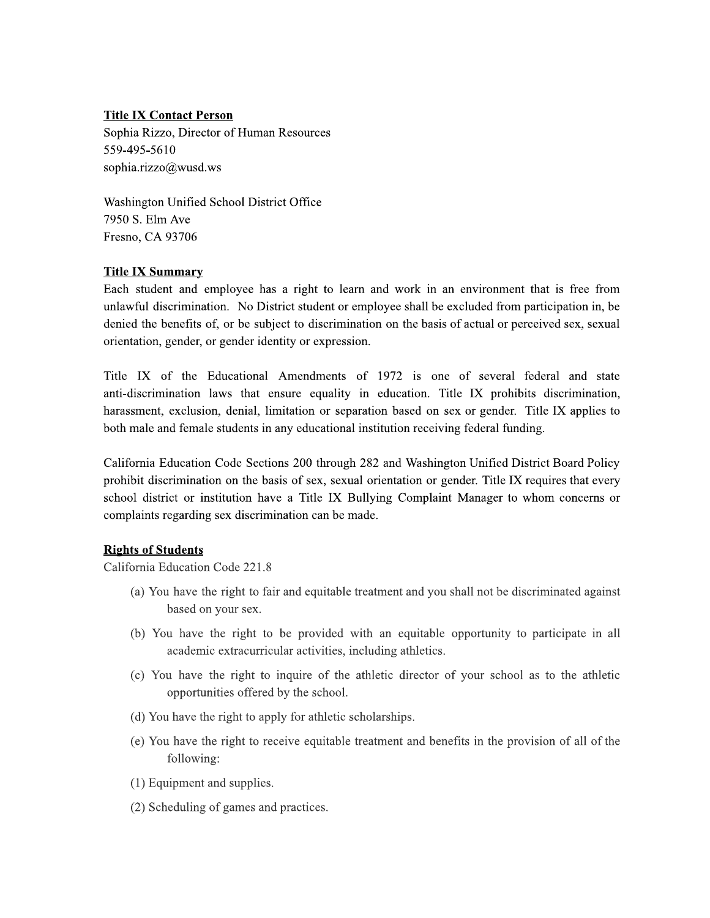**Title IX Contact Person**

Sophia Rizzo, Director of Human Resources
559-495-5610
sophia.rizzo@wusd.ws

Washington Unified School District Office
7950 S. Elm Ave
Fresno, CA 93706

**Title IX Summary**

Each student and employee has a right to learn and work in an environment that is free from unlawful discrimination. No District student or employee shall be excluded from participation in, be denied the benefits of, or be subject to discrimination on the basis of actual or perceived sex, sexual orientation, gender, or gender identity or expression.

Title IX of the Educational Amendments of 1972 is one of several federal and state anti-discrimination laws that ensure equality in education. Title IX prohibits discrimination, harassment, exclusion, denial, limitation or separation based on sex or gender. Title IX applies to both male and female students in any educational institution receiving federal funding.

California Education Code Sections 200 through 282 and Washington Unified District Board Policy prohibit discrimination on the basis of sex, sexual orientation or gender. Title IX requires that every school district or institution have a Title IX Bullying Complaint Manager to whom concerns or complaints regarding sex discrimination can be made.

**Rights of Students**

California Education Code 221.8

(a) You have the right to fair and equitable treatment and you shall not be discriminated against based on your sex.

(b) You have the right to be provided with an equitable opportunity to participate in all academic extracurricular activities, including athletics.

(c) You have the right to inquire of the athletic director of your school as to the athletic opportunities offered by the school.

(d) You have the right to apply for athletic scholarships.

(e) You have the right to receive equitable treatment and benefits in the provision of all of the following:

(1) Equipment and supplies.

(2) Scheduling of games and practices.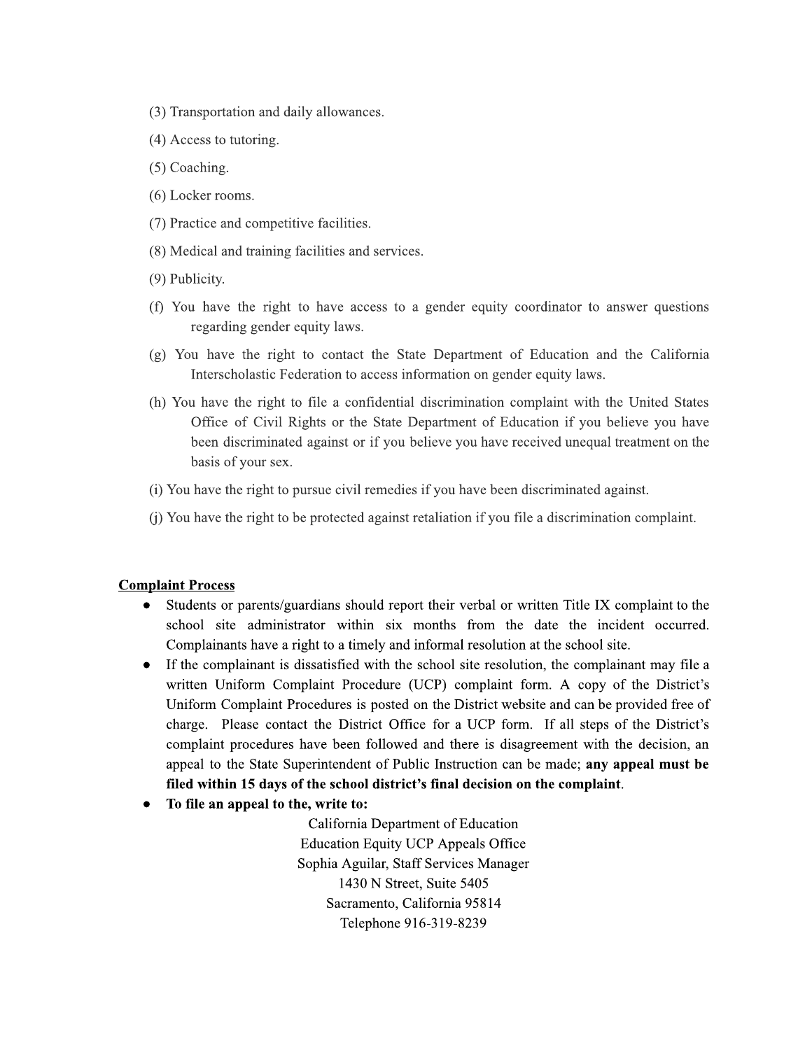(3) Transportation and daily allowances.

(4) Access to tutoring.

(5) Coaching.

(6) Locker rooms.

(7) Practice and competitive facilities.

(8) Medical and training facilities and services.

(9) Publicity.

(f) You have the right to have access to a gender equity coordinator to answer questions regarding gender equity laws.

(g) You have the right to contact the State Department of Education and the California Interscholastic Federation to access information on gender equity laws.

(h) You have the right to file a confidential discrimination complaint with the United States Office of Civil Rights or the State Department of Education if you believe you have been discriminated against or if you believe you have received unequal treatment on the basis of your sex.

(i) You have the right to pursue civil remedies if you have been discriminated against.

(j) You have the right to be protected against retaliation if you file a discrimination complaint.

**Complaint Process**

- Students or parents/guardians should report their verbal or written Title IX complaint to the school site administrator within six months from the date the incident occurred. Complainants have a right to a timely and informal resolution at the school site.
- If the complainant is dissatisfied with the school site resolution, the complainant may file a written Uniform Complaint Procedure (UCP) complaint form. A copy of the District's Uniform Complaint Procedures is posted on the District website and can be provided free of charge. Please contact the District Office for a UCP form. If all steps of the District's complaint procedures have been followed and there is disagreement with the decision, an appeal to the State Superintendent of Public Instruction can be made; **any appeal must be filed within 15 days of the school district's final decision on the complaint**.
- **To file an appeal to the, write to:**

California Department of Education
Education Equity UCP Appeals Office
Sophia Aguilar, Staff Services Manager
1430 N Street, Suite 5405
Sacramento, California 95814
Telephone 916-319-8239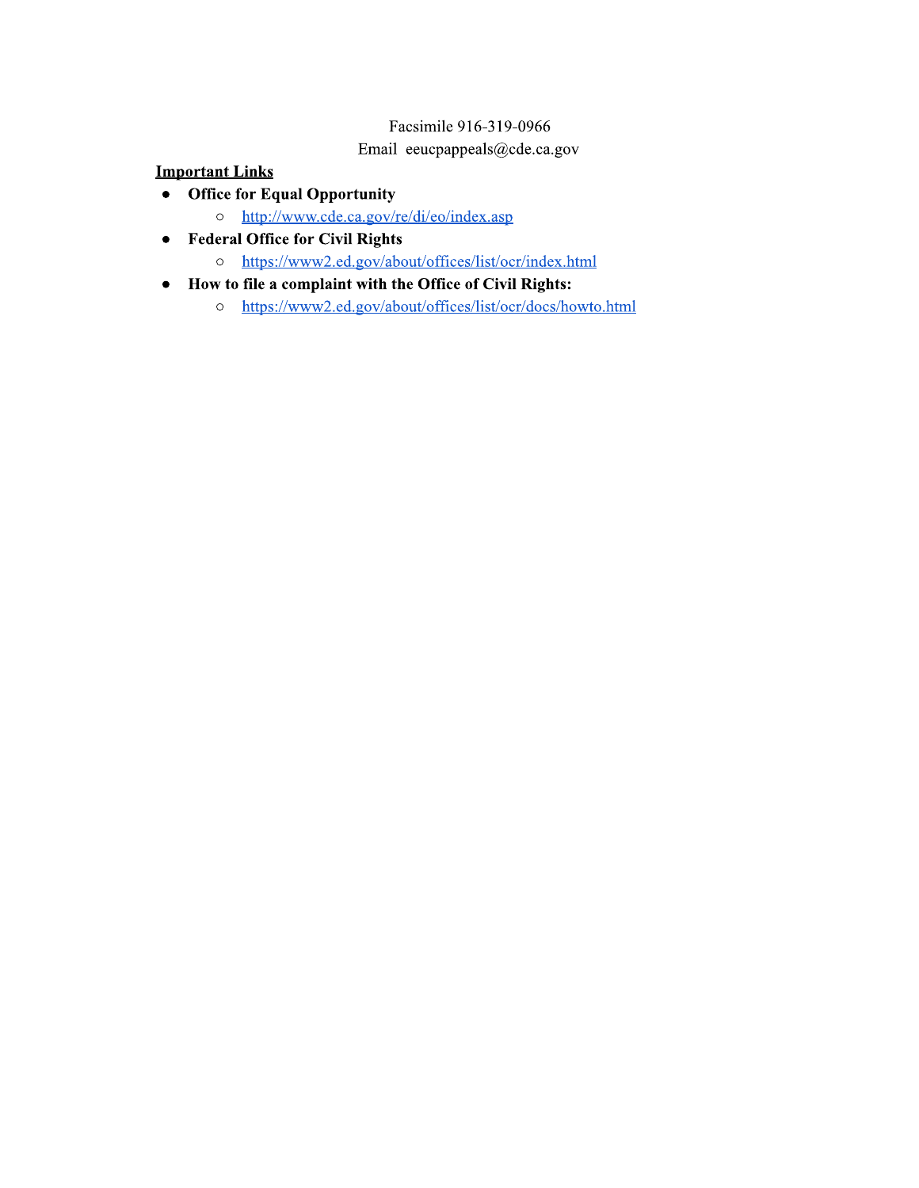Facsimile 916-319-0966

Email  eeucpappeals@cde.ca.gov

**Important Links**

- **Office for Equal Opportunity**
  - http://www.cde.ca.gov/re/di/eo/index.asp
- **Federal Office for Civil Rights**
  - https://www2.ed.gov/about/offices/list/ocr/index.html
- **How to file a complaint with the Office of Civil Rights:**
  - https://www2.ed.gov/about/offices/list/ocr/docs/howto.html